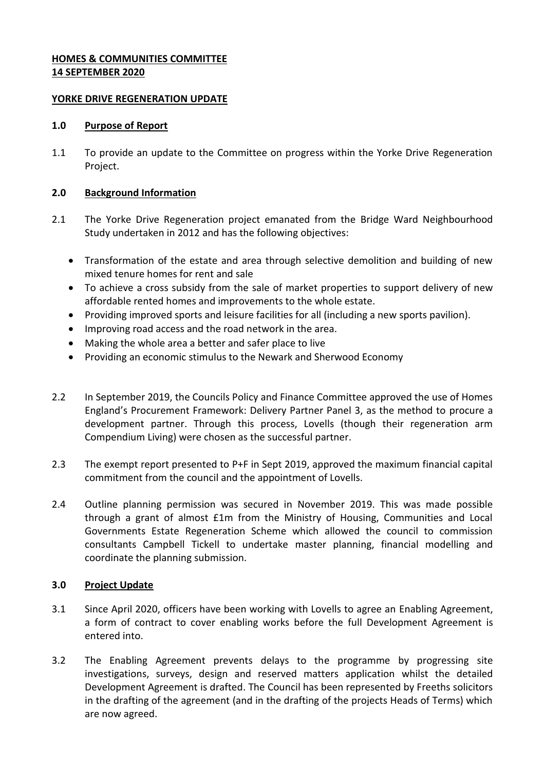**HOMES & COMMUNITIES COMMITTEE**
**14 SEPTEMBER 2020**

**YORKE DRIVE REGENERATION UPDATE**

## 1.0 Purpose of Report

1.1 To provide an update to the Committee on progress within the Yorke Drive Regeneration Project.

## 2.0 Background Information

2.1 The Yorke Drive Regeneration project emanated from the Bridge Ward Neighbourhood Study undertaken in 2012 and has the following objectives:

- Transformation of the estate and area through selective demolition and building of new mixed tenure homes for rent and sale
- To achieve a cross subsidy from the sale of market properties to support delivery of new affordable rented homes and improvements to the whole estate.
- Providing improved sports and leisure facilities for all (including a new sports pavilion).
- Improving road access and the road network in the area.
- Making the whole area a better and safer place to live
- Providing an economic stimulus to the Newark and Sherwood Economy

2.2 In September 2019, the Councils Policy and Finance Committee approved the use of Homes England's Procurement Framework: Delivery Partner Panel 3, as the method to procure a development partner. Through this process, Lovells (though their regeneration arm Compendium Living) were chosen as the successful partner.

2.3 The exempt report presented to P+F in Sept 2019, approved the maximum financial capital commitment from the council and the appointment of Lovells.

2.4 Outline planning permission was secured in November 2019. This was made possible through a grant of almost £1m from the Ministry of Housing, Communities and Local Governments Estate Regeneration Scheme which allowed the council to commission consultants Campbell Tickell to undertake master planning, financial modelling and coordinate the planning submission.

## 3.0 Project Update

3.1 Since April 2020, officers have been working with Lovells to agree an Enabling Agreement, a form of contract to cover enabling works before the full Development Agreement is entered into.

3.2 The Enabling Agreement prevents delays to the programme by progressing site investigations, surveys, design and reserved matters application whilst the detailed Development Agreement is drafted. The Council has been represented by Freeths solicitors in the drafting of the agreement (and in the drafting of the projects Heads of Terms) which are now agreed.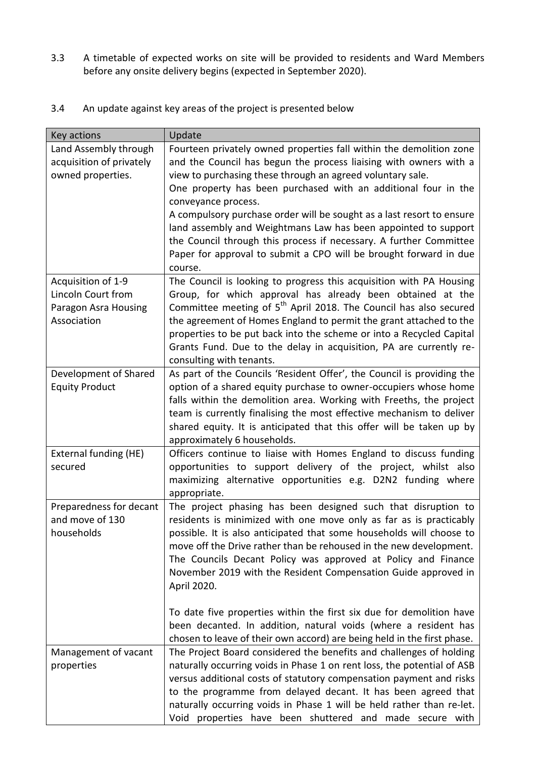3.3 A timetable of expected works on site will be provided to residents and Ward Members before any onsite delivery begins (expected in September 2020).

3.4 An update against key areas of the project is presented below

| Key actions | Update |
|---|---|
| Land Assembly through acquisition of privately owned properties. | Fourteen privately owned properties fall within the demolition zone and the Council has begun the process liaising with owners with a view to purchasing these through an agreed voluntary sale.<br>One property has been purchased with an additional four in the conveyance process.<br>A compulsory purchase order will be sought as a last resort to ensure land assembly and Weightmans Law has been appointed to support the Council through this process if necessary. A further Committee Paper for approval to submit a CPO will be brought forward in due course. |
| Acquisition of 1-9 Lincoln Court from Paragon Asra Housing Association | The Council is looking to progress this acquisition with PA Housing Group, for which approval has already been obtained at the Committee meeting of 5th April 2018. The Council has also secured the agreement of Homes England to permit the grant attached to the properties to be put back into the scheme or into a Recycled Capital Grants Fund. Due to the delay in acquisition, PA are currently re-consulting with tenants. |
| Development of Shared Equity Product | As part of the Councils 'Resident Offer', the Council is providing the option of a shared equity purchase to owner-occupiers whose home falls within the demolition area. Working with Freeths, the project team is currently finalising the most effective mechanism to deliver shared equity. It is anticipated that this offer will be taken up by approximately 6 households. |
| External funding (HE) secured | Officers continue to liaise with Homes England to discuss funding opportunities to support delivery of the project, whilst also maximizing alternative opportunities e.g. D2N2 funding where appropriate. |
| Preparedness for decant and move of 130 households | The project phasing has been designed such that disruption to residents is minimized with one move only as far as is practicably possible. It is also anticipated that some households will choose to move off the Drive rather than be rehoused in the new development. The Councils Decant Policy was approved at Policy and Finance November 2019 with the Resident Compensation Guide approved in April 2020.<br><br>To date five properties within the first six due for demolition have been decanted. In addition, natural voids (where a resident has chosen to leave of their own accord) are being held in the first phase. |
| Management of vacant properties | The Project Board considered the benefits and challenges of holding naturally occurring voids in Phase 1 on rent loss, the potential of ASB versus additional costs of statutory compensation payment and risks to the programme from delayed decant. It has been agreed that naturally occurring voids in Phase 1 will be held rather than re-let. Void properties have been shuttered and made secure with |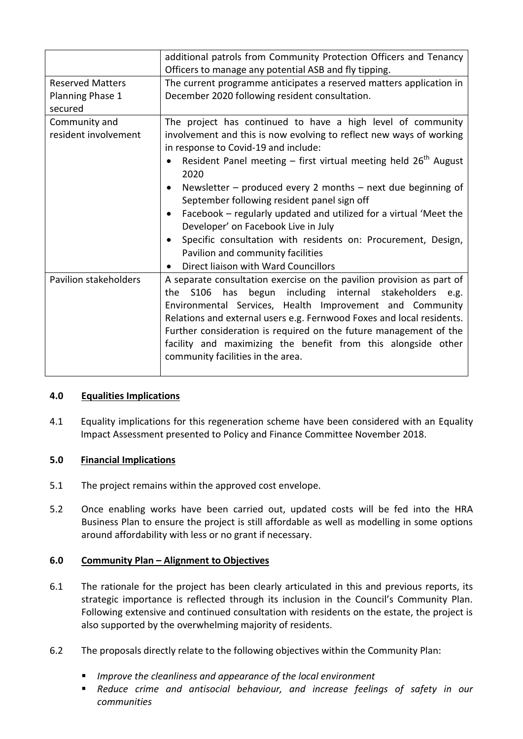| | |
|---|---|
| | additional patrols from Community Protection Officers and Tenancy Officers to manage any potential ASB and fly tipping. |
| Reserved Matters Planning Phase 1 secured | The current programme anticipates a reserved matters application in December 2020 following resident consultation. |
| Community and resident involvement | The project has continued to have a high level of community involvement and this is now evolving to reflect new ways of working in response to Covid-19 and include:<br>• Resident Panel meeting – first virtual meeting held 26th August 2020<br>• Newsletter – produced every 2 months – next due beginning of September following resident panel sign off<br>• Facebook – regularly updated and utilized for a virtual 'Meet the Developer' on Facebook Live in July<br>• Specific consultation with residents on: Procurement, Design, Pavilion and community facilities<br>• Direct liaison with Ward Councillors |
| Pavilion stakeholders | A separate consultation exercise on the pavilion provision as part of the S106 has begun including internal stakeholders e.g. Environmental Services, Health Improvement and Community Relations and external users e.g. Fernwood Foxes and local residents. Further consideration is required on the future management of the facility and maximizing the benefit from this alongside other community facilities in the area. |

## 4.0 Equalities Implications

4.1 Equality implications for this regeneration scheme have been considered with an Equality Impact Assessment presented to Policy and Finance Committee November 2018.

## 5.0 Financial Implications

5.1 The project remains within the approved cost envelope.

5.2 Once enabling works have been carried out, updated costs will be fed into the HRA Business Plan to ensure the project is still affordable as well as modelling in some options around affordability with less or no grant if necessary.

## 6.0 Community Plan – Alignment to Objectives

6.1 The rationale for the project has been clearly articulated in this and previous reports, its strategic importance is reflected through its inclusion in the Council's Community Plan. Following extensive and continued consultation with residents on the estate, the project is also supported by the overwhelming majority of residents.

6.2 The proposals directly relate to the following objectives within the Community Plan:

- *Improve the cleanliness and appearance of the local environment*
- *Reduce crime and antisocial behaviour, and increase feelings of safety in our communities*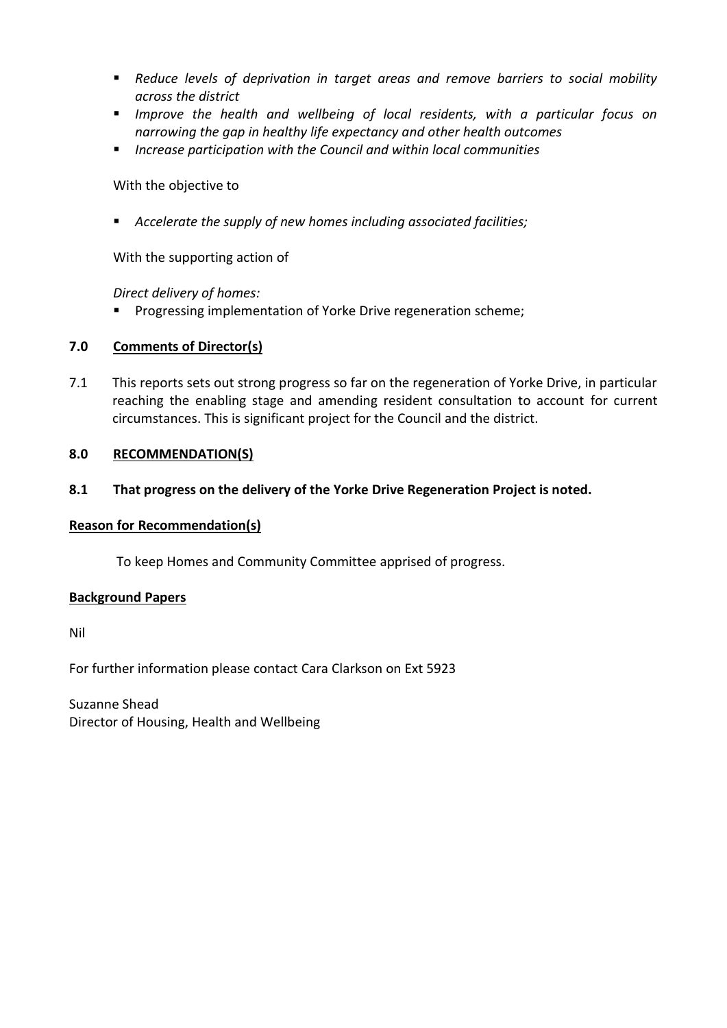- *Reduce levels of deprivation in target areas and remove barriers to social mobility across the district*
- *Improve the health and wellbeing of local residents, with a particular focus on narrowing the gap in healthy life expectancy and other health outcomes*
- *Increase participation with the Council and within local communities*

With the objective to

- *Accelerate the supply of new homes including associated facilities;*

With the supporting action of

*Direct delivery of homes:*

- Progressing implementation of Yorke Drive regeneration scheme;

## 7.0 Comments of Director(s)

7.1 This reports sets out strong progress so far on the regeneration of Yorke Drive, in particular reaching the enabling stage and amending resident consultation to account for current circumstances. This is significant project for the Council and the district.

## 8.0 RECOMMENDATION(S)

**8.1 That progress on the delivery of the Yorke Drive Regeneration Project is noted.**

**Reason for Recommendation(s)**

To keep Homes and Community Committee apprised of progress.

**Background Papers**

Nil

For further information please contact Cara Clarkson on Ext 5923

Suzanne Shead
Director of Housing, Health and Wellbeing